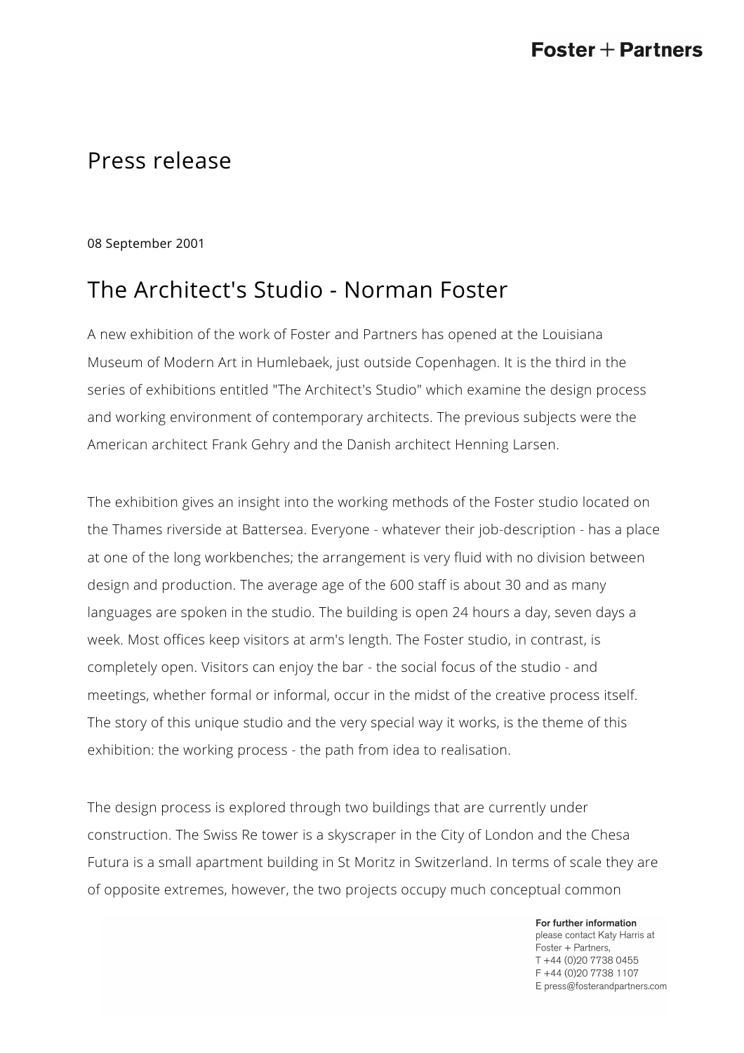# Press release

08 September 2001

## The Architect's Studio - Norman Foster

A new exhibition of the work of Foster and Partners has opened at the Louisiana Museum of Modern Art in Humlebaek, just outside Copenhagen. It is the third in the series of exhibitions entitled "The Architect's Studio" which examine the design process and working environment of contemporary architects. The previous subjects were the American architect Frank Gehry and the Danish architect Henning Larsen.

The exhibition gives an insight into the working methods of the Foster studio located on the Thames riverside at Battersea. Everyone - whatever their job-description - has a place at one of the long workbenches; the arrangement is very fluid with no division between design and production. The average age of the 600 staff is about 30 and as many languages are spoken in the studio. The building is open 24 hours a day, seven days a week. Most offices keep visitors at arm's length. The Foster studio, in contrast, is completely open. Visitors can enjoy the bar - the social focus of the studio - and meetings, whether formal or informal, occur in the midst of the creative process itself. The story of this unique studio and the very special way it works, is the theme of this exhibition: the working process - the path from idea to realisation.

The design process is explored through two buildings that are currently under construction. The Swiss Re tower is a skyscraper in the City of London and the Chesa Futura is a small apartment building in St Moritz in Switzerland. In terms of scale they are of opposite extremes, however, the two projects occupy much conceptual common

**For further information**
please contact Katy Harris at
Foster + Partners,
T +44 (0)20 7738 0455
F +44 (0)20 7738 1107
E press@fosterandpartners.com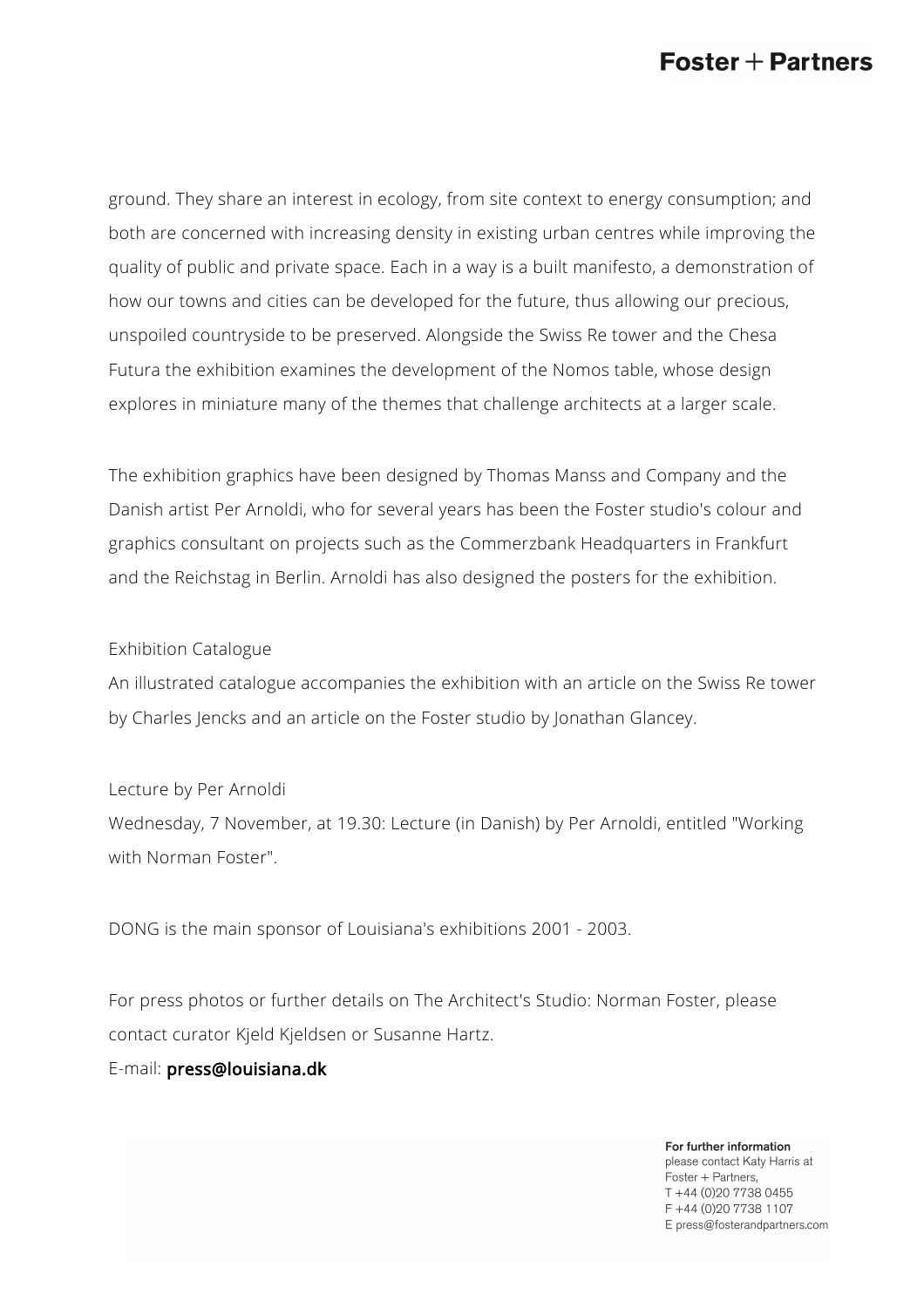ground. They share an interest in ecology, from site context to energy consumption; and both are concerned with increasing density in existing urban centres while improving the quality of public and private space. Each in a way is a built manifesto, a demonstration of how our towns and cities can be developed for the future, thus allowing our precious, unspoiled countryside to be preserved. Alongside the Swiss Re tower and the Chesa Futura the exhibition examines the development of the Nomos table, whose design explores in miniature many of the themes that challenge architects at a larger scale.

The exhibition graphics have been designed by Thomas Manss and Company and the Danish artist Per Arnoldi, who for several years has been the Foster studio's colour and graphics consultant on projects such as the Commerzbank Headquarters in Frankfurt and the Reichstag in Berlin. Arnoldi has also designed the posters for the exhibition.

Exhibition Catalogue
An illustrated catalogue accompanies the exhibition with an article on the Swiss Re tower by Charles Jencks and an article on the Foster studio by Jonathan Glancey.

Lecture by Per Arnoldi
Wednesday, 7 November, at 19.30: Lecture (in Danish) by Per Arnoldi, entitled "Working with Norman Foster".

DONG is the main sponsor of Louisiana's exhibitions 2001 - 2003.

For press photos or further details on The Architect's Studio: Norman Foster, please contact curator Kjeld Kjeldsen or Susanne Hartz.
E-mail: **press@louisiana.dk**

**For further information**
please contact Katy Harris at
Foster + Partners,
T +44 (0)20 7738 0455
F +44 (0)20 7738 1107
E press@fosterandpartners.com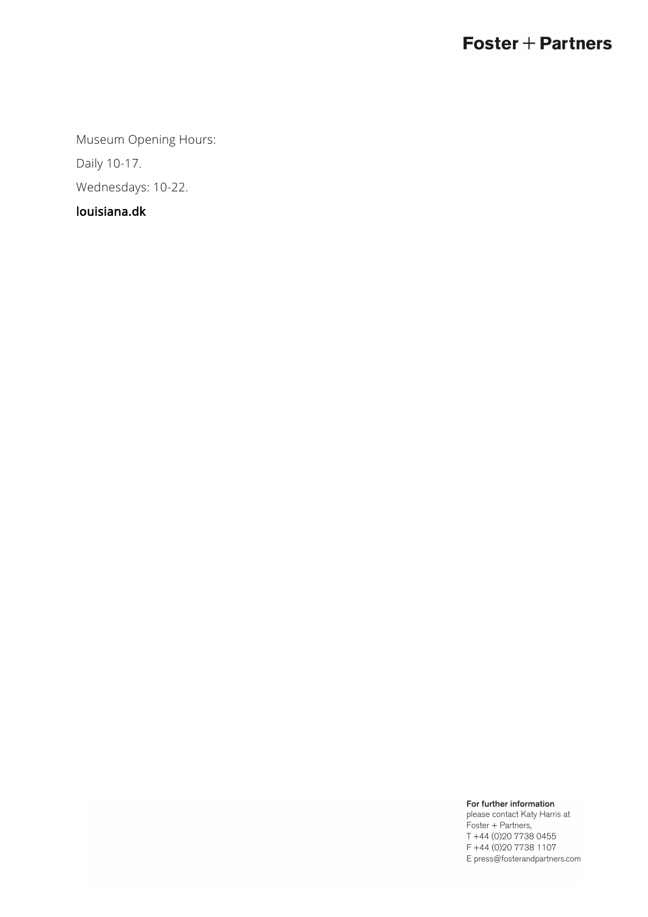Museum Opening Hours:

Daily 10-17.

Wednesdays: 10-22.

**louisiana.dk**

**For further information**
please contact Katy Harris at
Foster + Partners,
T +44 (0)20 7738 0455
F +44 (0)20 7738 1107
E press@fosterandpartners.com